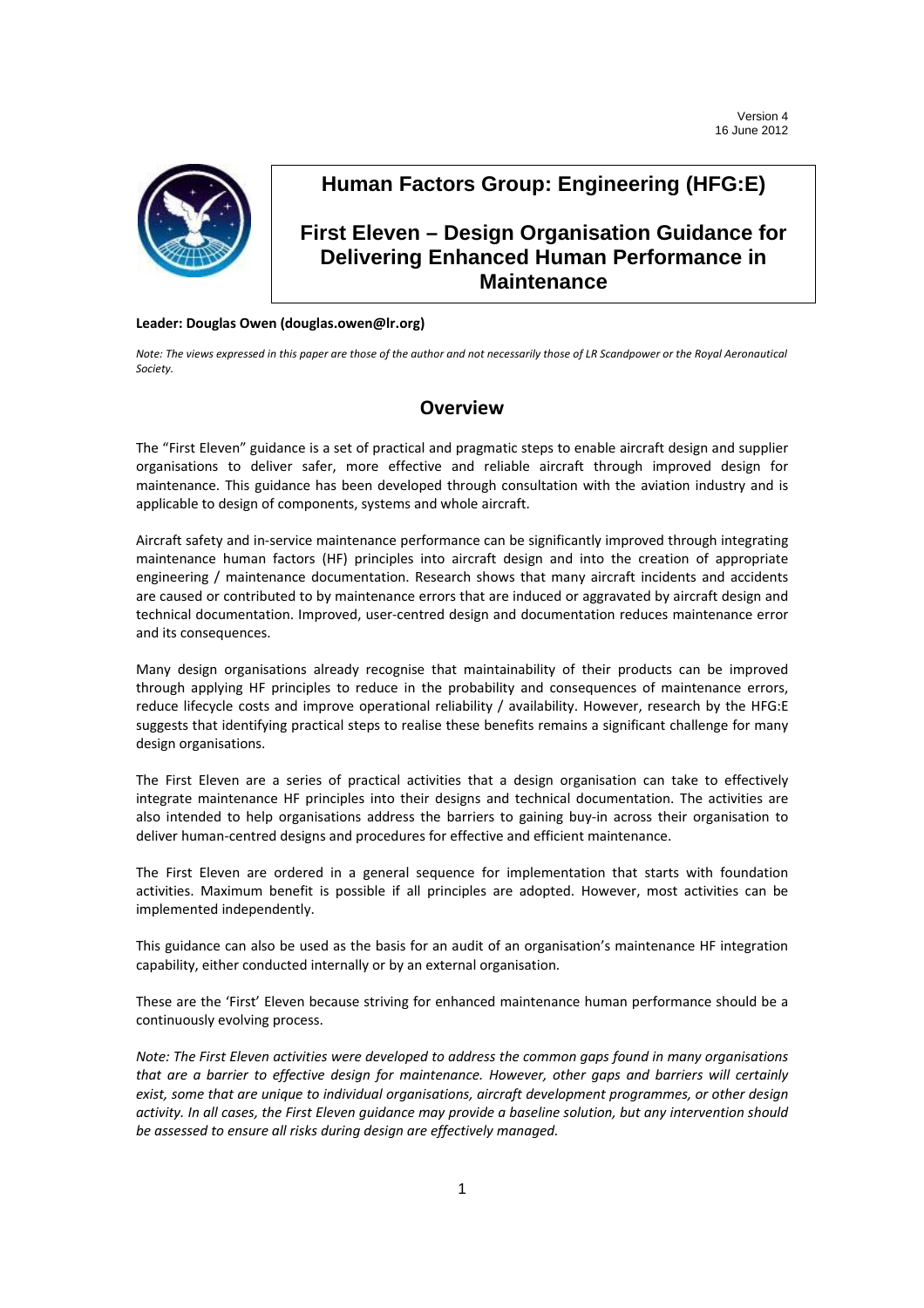Version 4
16 June 2012

# Human Factors Group: Engineering (HFG:E)

# First Eleven – Design Organisation Guidance for Delivering Enhanced Human Performance in Maintenance

**Leader: Douglas Owen (douglas.owen@lr.org)**

*Note: The views expressed in this paper are those of the author and not necessarily those of LR Scandpower or the Royal Aeronautical Society.*

## Overview

The "First Eleven" guidance is a set of practical and pragmatic steps to enable aircraft design and supplier organisations to deliver safer, more effective and reliable aircraft through improved design for maintenance. This guidance has been developed through consultation with the aviation industry and is applicable to design of components, systems and whole aircraft.

Aircraft safety and in-service maintenance performance can be significantly improved through integrating maintenance human factors (HF) principles into aircraft design and into the creation of appropriate engineering / maintenance documentation. Research shows that many aircraft incidents and accidents are caused or contributed to by maintenance errors that are induced or aggravated by aircraft design and technical documentation. Improved, user-centred design and documentation reduces maintenance error and its consequences.

Many design organisations already recognise that maintainability of their products can be improved through applying HF principles to reduce in the probability and consequences of maintenance errors, reduce lifecycle costs and improve operational reliability / availability. However, research by the HFG:E suggests that identifying practical steps to realise these benefits remains a significant challenge for many design organisations.

The First Eleven are a series of practical activities that a design organisation can take to effectively integrate maintenance HF principles into their designs and technical documentation. The activities are also intended to help organisations address the barriers to gaining buy-in across their organisation to deliver human-centred designs and procedures for effective and efficient maintenance.

The First Eleven are ordered in a general sequence for implementation that starts with foundation activities. Maximum benefit is possible if all principles are adopted. However, most activities can be implemented independently.

This guidance can also be used as the basis for an audit of an organisation's maintenance HF integration capability, either conducted internally or by an external organisation.

These are the 'First' Eleven because striving for enhanced maintenance human performance should be a continuously evolving process.

*Note: The First Eleven activities were developed to address the common gaps found in many organisations that are a barrier to effective design for maintenance. However, other gaps and barriers will certainly exist, some that are unique to individual organisations, aircraft development programmes, or other design activity. In all cases, the First Eleven guidance may provide a baseline solution, but any intervention should be assessed to ensure all risks during design are effectively managed.*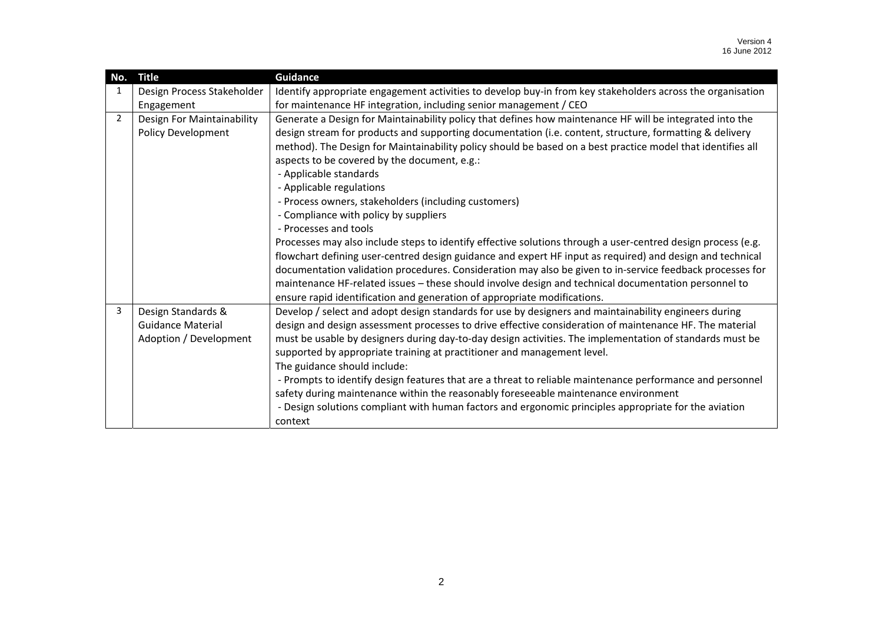| No. | Title | Guidance |
|---|---|---|
| 1 | Design Process Stakeholder Engagement | Identify appropriate engagement activities to develop buy-in from key stakeholders across the organisation for maintenance HF integration, including senior management / CEO |
| 2 | Design For Maintainability Policy Development | Generate a Design for Maintainability policy that defines how maintenance HF will be integrated into the design stream for products and supporting documentation (i.e. content, structure, formatting & delivery method). The Design for Maintainability policy should be based on a best practice model that identifies all aspects to be covered by the document, e.g.:<br>- Applicable standards<br>- Applicable regulations<br>- Process owners, stakeholders (including customers)<br>- Compliance with policy by suppliers<br>- Processes and tools<br>Processes may also include steps to identify effective solutions through a user-centred design process (e.g. flowchart defining user-centred design guidance and expert HF input as required) and design and technical documentation validation procedures. Consideration may also be given to in-service feedback processes for maintenance HF-related issues – these should involve design and technical documentation personnel to ensure rapid identification and generation of appropriate modifications. |
| 3 | Design Standards & Guidance Material Adoption / Development | Develop / select and adopt design standards for use by designers and maintainability engineers during design and design assessment processes to drive effective consideration of maintenance HF. The material must be usable by designers during day-to-day design activities. The implementation of standards must be supported by appropriate training at practitioner and management level.<br>The guidance should include:<br>- Prompts to identify design features that are a threat to reliable maintenance performance and personnel safety during maintenance within the reasonably foreseeable maintenance environment<br>- Design solutions compliant with human factors and ergonomic principles appropriate for the aviation context |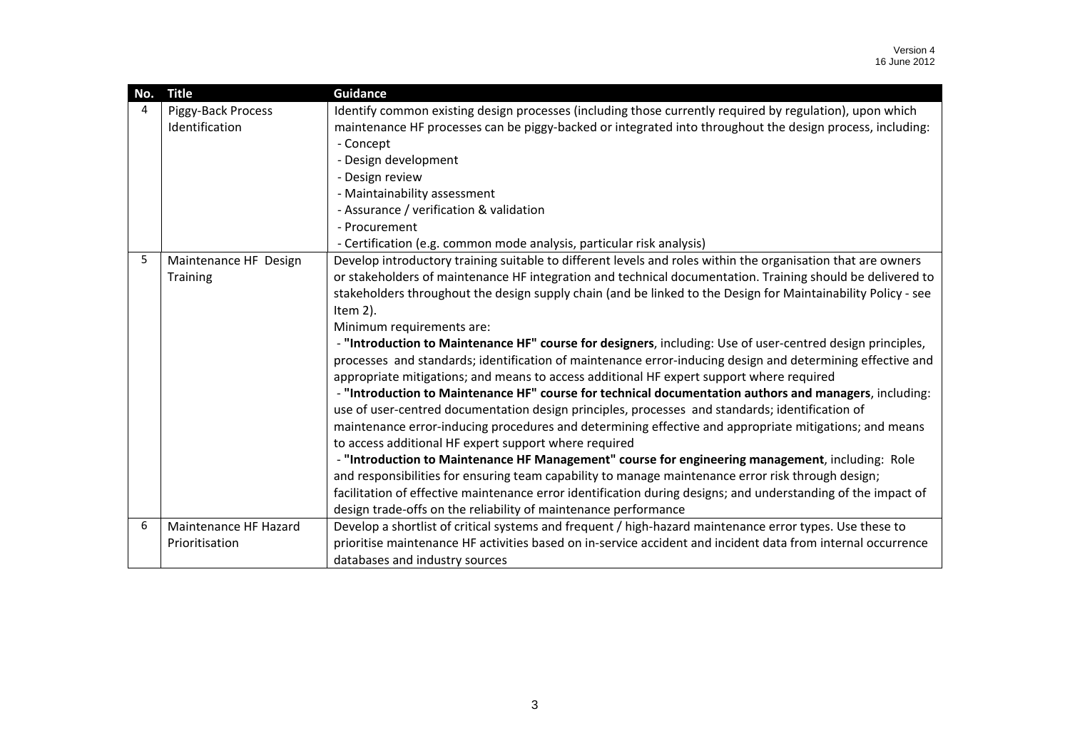| No. | Title | Guidance |
|---|---|---|
| 4 | Piggy-Back Process Identification | Identify common existing design processes (including those currently required by regulation), upon which maintenance HF processes can be piggy-backed or integrated into throughout the design process, including:<br>- Concept<br>- Design development<br>- Design review<br>- Maintainability assessment<br>- Assurance / verification & validation<br>- Procurement<br>- Certification (e.g. common mode analysis, particular risk analysis) |
| 5 | Maintenance HF Design Training | Develop introductory training suitable to different levels and roles within the organisation that are owners or stakeholders of maintenance HF integration and technical documentation. Training should be delivered to stakeholders throughout the design supply chain (and be linked to the Design for Maintainability Policy - see Item 2).<br>Minimum requirements are:<br>- **"Introduction to Maintenance HF" course for designers**, including: Use of user-centred design principles, processes and standards; identification of maintenance error-inducing design and determining effective and appropriate mitigations; and means to access additional HF expert support where required<br>- **"Introduction to Maintenance HF" course for technical documentation authors and managers**, including: use of user-centred documentation design principles, processes and standards; identification of maintenance error-inducing procedures and determining effective and appropriate mitigations; and means to access additional HF expert support where required<br>- **"Introduction to Maintenance HF Management" course for engineering management**, including: Role and responsibilities for ensuring team capability to manage maintenance error risk through design; facilitation of effective maintenance error identification during designs; and understanding of the impact of design trade-offs on the reliability of maintenance performance |
| 6 | Maintenance HF Hazard Prioritisation | Develop a shortlist of critical systems and frequent / high-hazard maintenance error types. Use these to prioritise maintenance HF activities based on in-service accident and incident data from internal occurrence databases and industry sources |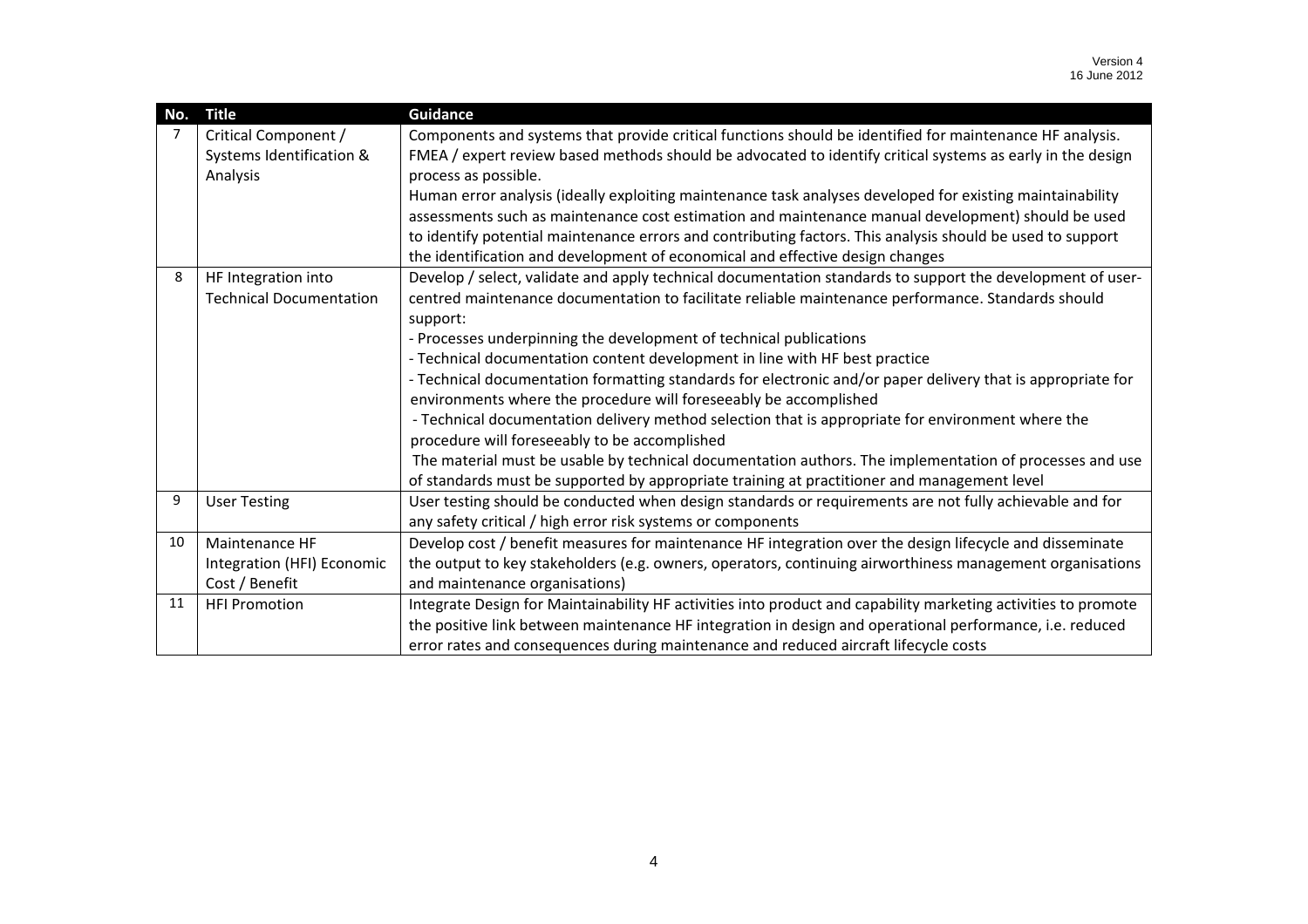| No. | Title | Guidance |
|---|---|---|
| 7 | Critical Component / Systems Identification & Analysis | Components and systems that provide critical functions should be identified for maintenance HF analysis. FMEA / expert review based methods should be advocated to identify critical systems as early in the design process as possible.<br>Human error analysis (ideally exploiting maintenance task analyses developed for existing maintainability assessments such as maintenance cost estimation and maintenance manual development) should be used to identify potential maintenance errors and contributing factors. This analysis should be used to support the identification and development of economical and effective design changes |
| 8 | HF Integration into Technical Documentation | Develop / select, validate and apply technical documentation standards to support the development of user-centred maintenance documentation to facilitate reliable maintenance performance. Standards should support:<br>- Processes underpinning the development of technical publications<br>- Technical documentation content development in line with HF best practice<br>- Technical documentation formatting standards for electronic and/or paper delivery that is appropriate for environments where the procedure will foreseeably be accomplished<br>- Technical documentation delivery method selection that is appropriate for environment where the procedure will foreseeably to be accomplished<br>The material must be usable by technical documentation authors. The implementation of processes and use of standards must be supported by appropriate training at practitioner and management level |
| 9 | User Testing | User testing should be conducted when design standards or requirements are not fully achievable and for any safety critical / high error risk systems or components |
| 10 | Maintenance HF Integration (HFI) Economic Cost / Benefit | Develop cost / benefit measures for maintenance HF integration over the design lifecycle and disseminate the output to key stakeholders (e.g. owners, operators, continuing airworthiness management organisations and maintenance organisations) |
| 11 | HFI Promotion | Integrate Design for Maintainability HF activities into product and capability marketing activities to promote the positive link between maintenance HF integration in design and operational performance, i.e. reduced error rates and consequences during maintenance and reduced aircraft lifecycle costs |